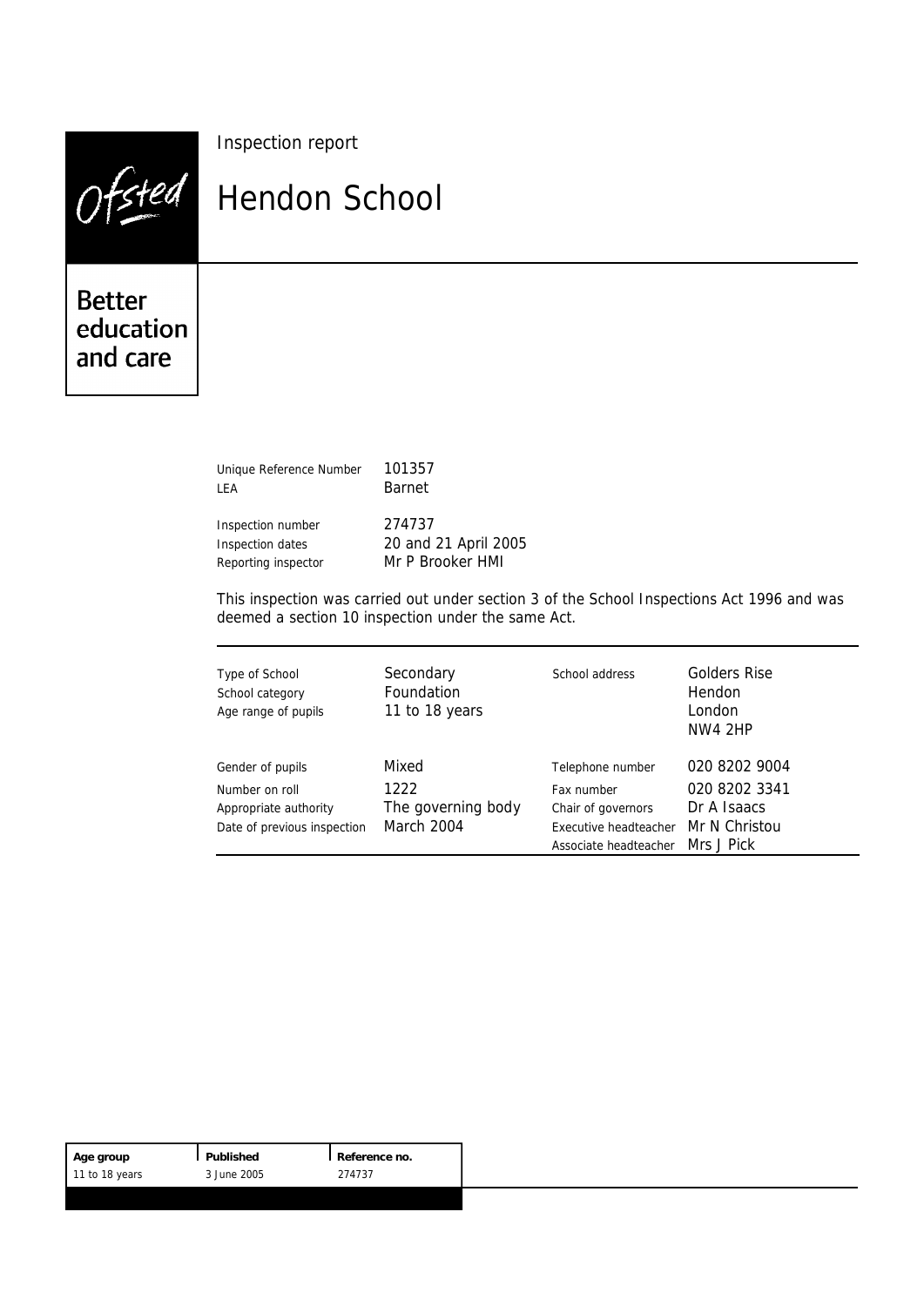Inspection report

# Hendon School

Better education and care

| | |
|---|---|
| Unique Reference Number | 101357 |
| LEA | Barnet |
| Inspection number | 274737 |
| Inspection dates | 20 and 21 April 2005 |
| Reporting inspector | Mr P Brooker HMI |

This inspection was carried out under section 3 of the School Inspections Act 1996 and was deemed a section 10 inspection under the same Act.

| | | | |
|---|---|---|---|
| Type of School | Secondary | School address | Golders Rise |
| School category | Foundation | | Hendon |
| Age range of pupils | 11 to 18 years | | London |
| | | | NW4 2HP |
| Gender of pupils | Mixed | Telephone number | 020 8202 9004 |
| Number on roll | 1222 | Fax number | 020 8202 3341 |
| Appropriate authority | The governing body | Chair of governors | Dr A Isaacs |
| Date of previous inspection | March 2004 | Executive headteacher | Mr N Christou |
| | | Associate headteacher | Mrs J Pick |

| Age group | Published | Reference no. |
|---|---|---|
| 11 to 18 years | 3 June 2005 | 274737 |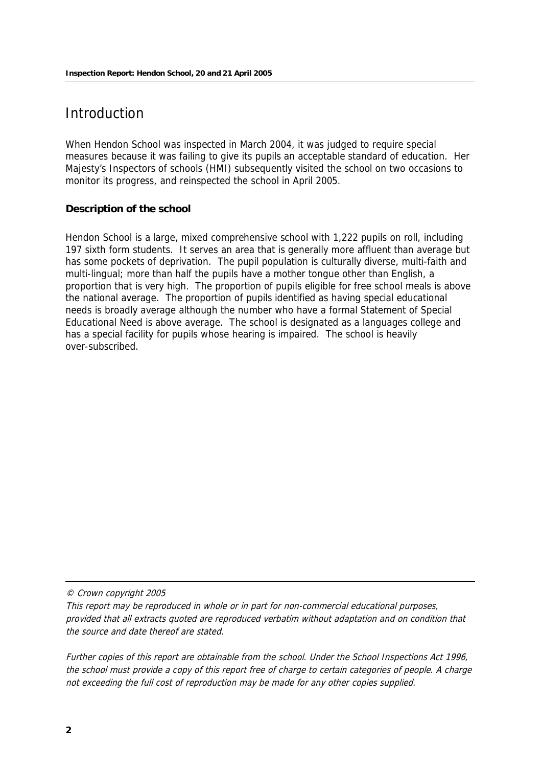# Introduction

When Hendon School was inspected in March 2004, it was judged to require special measures because it was failing to give its pupils an acceptable standard of education. Her Majesty's Inspectors of schools (HMI) subsequently visited the school on two occasions to monitor its progress, and reinspected the school in April 2005.

### Description of the school

Hendon School is a large, mixed comprehensive school with 1,222 pupils on roll, including 197 sixth form students. It serves an area that is generally more affluent than average but has some pockets of deprivation. The pupil population is culturally diverse, multi-faith and multi-lingual; more than half the pupils have a mother tongue other than English, a proportion that is very high. The proportion of pupils eligible for free school meals is above the national average. The proportion of pupils identified as having special educational needs is broadly average although the number who have a formal Statement of Special Educational Need is above average. The school is designated as a languages college and has a special facility for pupils whose hearing is impaired. The school is heavily over-subscribed.

---

*© Crown copyright 2005*

*This report may be reproduced in whole or in part for non-commercial educational purposes, provided that all extracts quoted are reproduced verbatim without adaptation and on condition that the source and date thereof are stated.*

*Further copies of this report are obtainable from the school. Under the School Inspections Act 1996, the school must provide a copy of this report free of charge to certain categories of people. A charge not exceeding the full cost of reproduction may be made for any other copies supplied.*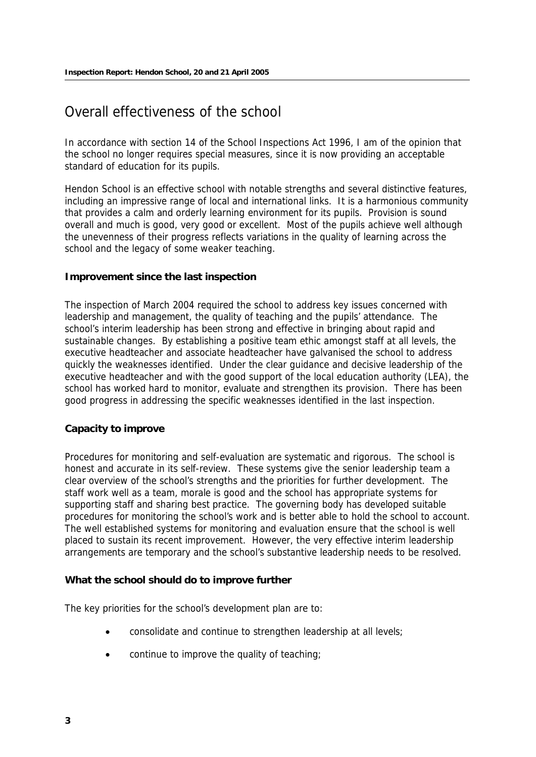# Overall effectiveness of the school

In accordance with section 14 of the School Inspections Act 1996, I am of the opinion that the school no longer requires special measures, since it is now providing an acceptable standard of education for its pupils.

Hendon School is an effective school with notable strengths and several distinctive features, including an impressive range of local and international links. It is a harmonious community that provides a calm and orderly learning environment for its pupils. Provision is sound overall and much is good, very good or excellent. Most of the pupils achieve well although the unevenness of their progress reflects variations in the quality of learning across the school and the legacy of some weaker teaching.

### Improvement since the last inspection

The inspection of March 2004 required the school to address key issues concerned with leadership and management, the quality of teaching and the pupils' attendance. The school's interim leadership has been strong and effective in bringing about rapid and sustainable changes. By establishing a positive team ethic amongst staff at all levels, the executive headteacher and associate headteacher have galvanised the school to address quickly the weaknesses identified. Under the clear guidance and decisive leadership of the executive headteacher and with the good support of the local education authority (LEA), the school has worked hard to monitor, evaluate and strengthen its provision. There has been good progress in addressing the specific weaknesses identified in the last inspection.

### Capacity to improve

Procedures for monitoring and self-evaluation are systematic and rigorous. The school is honest and accurate in its self-review. These systems give the senior leadership team a clear overview of the school's strengths and the priorities for further development. The staff work well as a team, morale is good and the school has appropriate systems for supporting staff and sharing best practice. The governing body has developed suitable procedures for monitoring the school's work and is better able to hold the school to account. The well established systems for monitoring and evaluation ensure that the school is well placed to sustain its recent improvement. However, the very effective interim leadership arrangements are temporary and the school's substantive leadership needs to be resolved.

### What the school should do to improve further

The key priorities for the school's development plan are to:

- consolidate and continue to strengthen leadership at all levels;
- continue to improve the quality of teaching;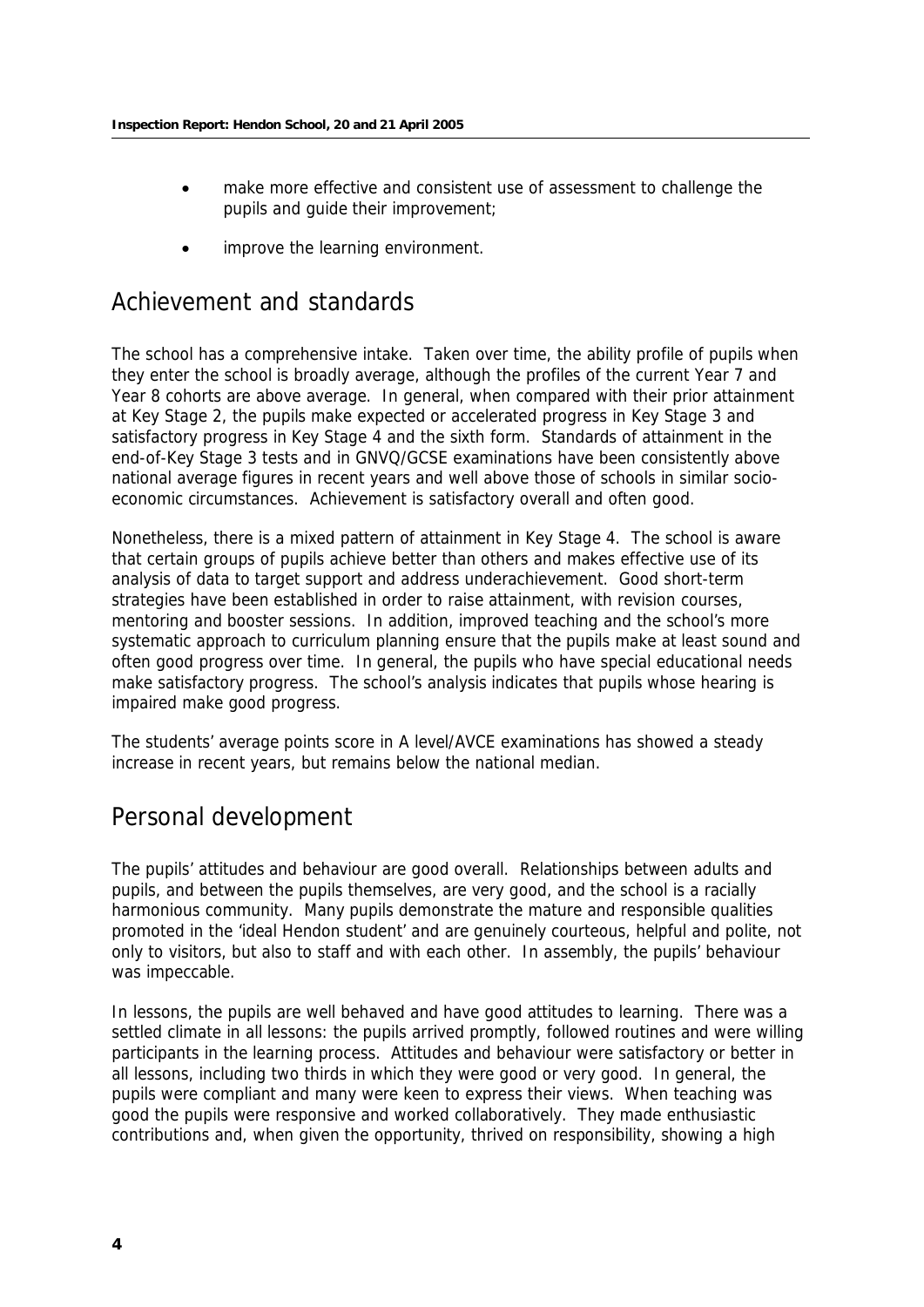- make more effective and consistent use of assessment to challenge the pupils and guide their improvement;
- improve the learning environment.

## Achievement and standards

The school has a comprehensive intake. Taken over time, the ability profile of pupils when they enter the school is broadly average, although the profiles of the current Year 7 and Year 8 cohorts are above average. In general, when compared with their prior attainment at Key Stage 2, the pupils make expected or accelerated progress in Key Stage 3 and satisfactory progress in Key Stage 4 and the sixth form. Standards of attainment in the end-of-Key Stage 3 tests and in GNVQ/GCSE examinations have been consistently above national average figures in recent years and well above those of schools in similar socio-economic circumstances. Achievement is satisfactory overall and often good.

Nonetheless, there is a mixed pattern of attainment in Key Stage 4. The school is aware that certain groups of pupils achieve better than others and makes effective use of its analysis of data to target support and address underachievement. Good short-term strategies have been established in order to raise attainment, with revision courses, mentoring and booster sessions. In addition, improved teaching and the school's more systematic approach to curriculum planning ensure that the pupils make at least sound and often good progress over time. In general, the pupils who have special educational needs make satisfactory progress. The school's analysis indicates that pupils whose hearing is impaired make good progress.

The students' average points score in A level/AVCE examinations has showed a steady increase in recent years, but remains below the national median.

## Personal development

The pupils' attitudes and behaviour are good overall. Relationships between adults and pupils, and between the pupils themselves, are very good, and the school is a racially harmonious community. Many pupils demonstrate the mature and responsible qualities promoted in the 'ideal Hendon student' and are genuinely courteous, helpful and polite, not only to visitors, but also to staff and with each other. In assembly, the pupils' behaviour was impeccable.

In lessons, the pupils are well behaved and have good attitudes to learning. There was a settled climate in all lessons: the pupils arrived promptly, followed routines and were willing participants in the learning process. Attitudes and behaviour were satisfactory or better in all lessons, including two thirds in which they were good or very good. In general, the pupils were compliant and many were keen to express their views. When teaching was good the pupils were responsive and worked collaboratively. They made enthusiastic contributions and, when given the opportunity, thrived on responsibility, showing a high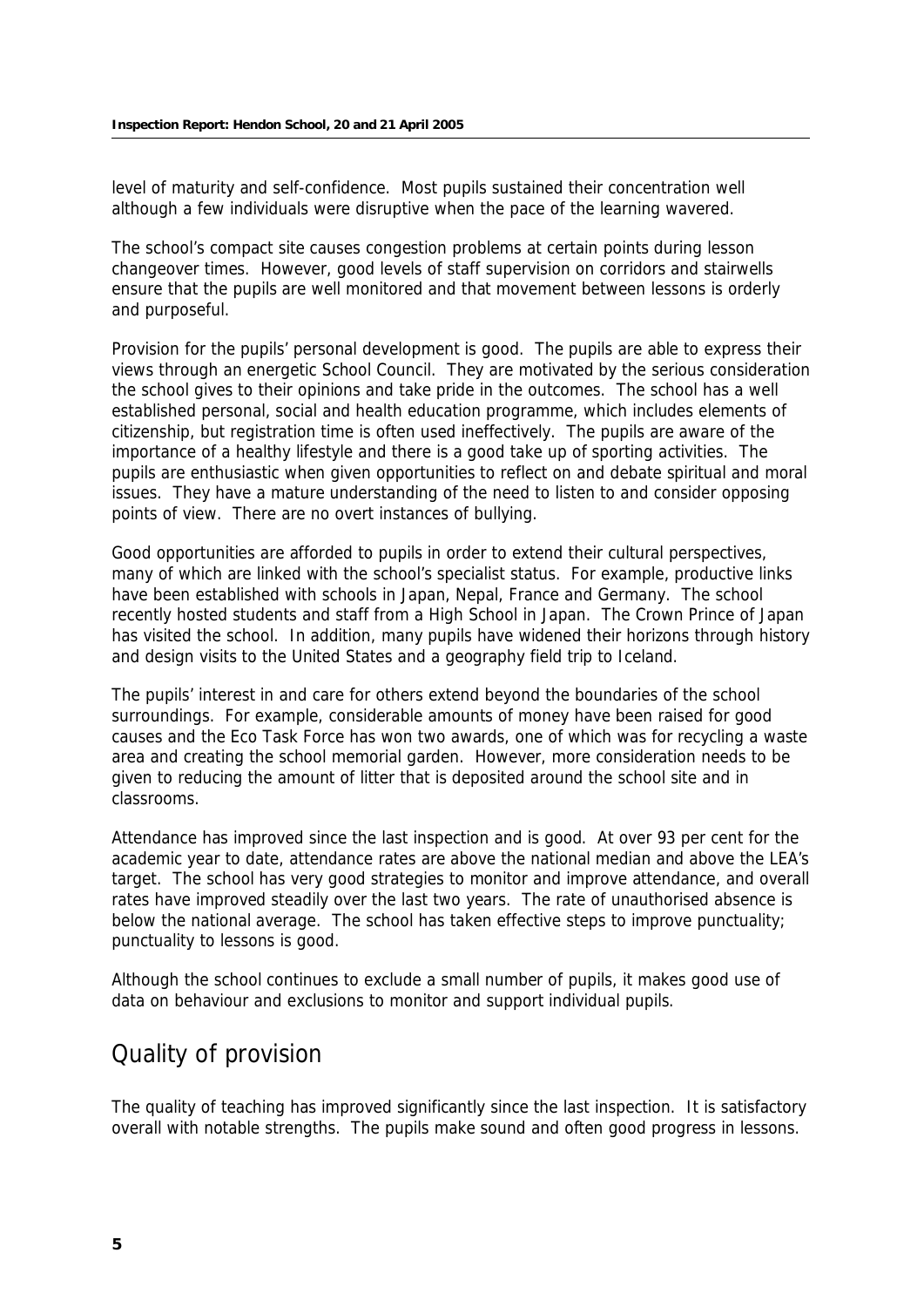level of maturity and self-confidence. Most pupils sustained their concentration well although a few individuals were disruptive when the pace of the learning wavered.

The school's compact site causes congestion problems at certain points during lesson changeover times. However, good levels of staff supervision on corridors and stairwells ensure that the pupils are well monitored and that movement between lessons is orderly and purposeful.

Provision for the pupils' personal development is good. The pupils are able to express their views through an energetic School Council. They are motivated by the serious consideration the school gives to their opinions and take pride in the outcomes. The school has a well established personal, social and health education programme, which includes elements of citizenship, but registration time is often used ineffectively. The pupils are aware of the importance of a healthy lifestyle and there is a good take up of sporting activities. The pupils are enthusiastic when given opportunities to reflect on and debate spiritual and moral issues. They have a mature understanding of the need to listen to and consider opposing points of view. There are no overt instances of bullying.

Good opportunities are afforded to pupils in order to extend their cultural perspectives, many of which are linked with the school's specialist status. For example, productive links have been established with schools in Japan, Nepal, France and Germany. The school recently hosted students and staff from a High School in Japan. The Crown Prince of Japan has visited the school. In addition, many pupils have widened their horizons through history and design visits to the United States and a geography field trip to Iceland.

The pupils' interest in and care for others extend beyond the boundaries of the school surroundings. For example, considerable amounts of money have been raised for good causes and the Eco Task Force has won two awards, one of which was for recycling a waste area and creating the school memorial garden. However, more consideration needs to be given to reducing the amount of litter that is deposited around the school site and in classrooms.

Attendance has improved since the last inspection and is good. At over 93 per cent for the academic year to date, attendance rates are above the national median and above the LEA's target. The school has very good strategies to monitor and improve attendance, and overall rates have improved steadily over the last two years. The rate of unauthorised absence is below the national average. The school has taken effective steps to improve punctuality; punctuality to lessons is good.

Although the school continues to exclude a small number of pupils, it makes good use of data on behaviour and exclusions to monitor and support individual pupils.

## Quality of provision

The quality of teaching has improved significantly since the last inspection. It is satisfactory overall with notable strengths. The pupils make sound and often good progress in lessons.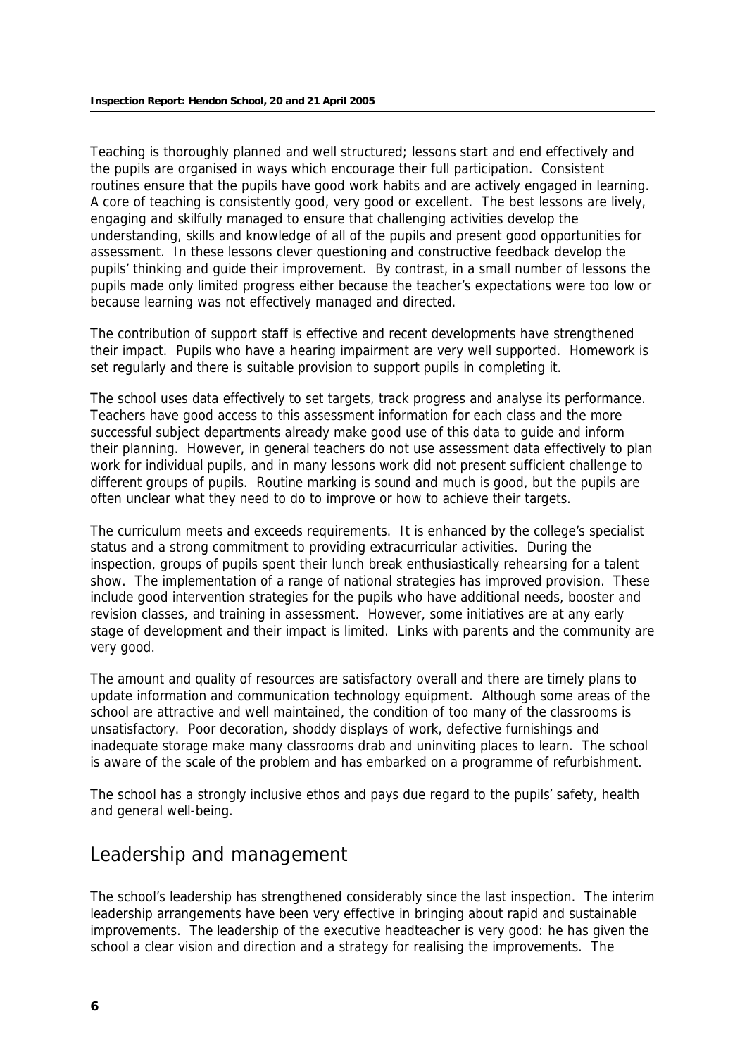Teaching is thoroughly planned and well structured; lessons start and end effectively and the pupils are organised in ways which encourage their full participation. Consistent routines ensure that the pupils have good work habits and are actively engaged in learning. A core of teaching is consistently good, very good or excellent. The best lessons are lively, engaging and skilfully managed to ensure that challenging activities develop the understanding, skills and knowledge of all of the pupils and present good opportunities for assessment. In these lessons clever questioning and constructive feedback develop the pupils' thinking and guide their improvement. By contrast, in a small number of lessons the pupils made only limited progress either because the teacher's expectations were too low or because learning was not effectively managed and directed.

The contribution of support staff is effective and recent developments have strengthened their impact. Pupils who have a hearing impairment are very well supported. Homework is set regularly and there is suitable provision to support pupils in completing it.

The school uses data effectively to set targets, track progress and analyse its performance. Teachers have good access to this assessment information for each class and the more successful subject departments already make good use of this data to guide and inform their planning. However, in general teachers do not use assessment data effectively to plan work for individual pupils, and in many lessons work did not present sufficient challenge to different groups of pupils. Routine marking is sound and much is good, but the pupils are often unclear what they need to do to improve or how to achieve their targets.

The curriculum meets and exceeds requirements. It is enhanced by the college's specialist status and a strong commitment to providing extracurricular activities. During the inspection, groups of pupils spent their lunch break enthusiastically rehearsing for a talent show. The implementation of a range of national strategies has improved provision. These include good intervention strategies for the pupils who have additional needs, booster and revision classes, and training in assessment. However, some initiatives are at any early stage of development and their impact is limited. Links with parents and the community are very good.

The amount and quality of resources are satisfactory overall and there are timely plans to update information and communication technology equipment. Although some areas of the school are attractive and well maintained, the condition of too many of the classrooms is unsatisfactory. Poor decoration, shoddy displays of work, defective furnishings and inadequate storage make many classrooms drab and uninviting places to learn. The school is aware of the scale of the problem and has embarked on a programme of refurbishment.

The school has a strongly inclusive ethos and pays due regard to the pupils' safety, health and general well-being.

## Leadership and management

The school's leadership has strengthened considerably since the last inspection. The interim leadership arrangements have been very effective in bringing about rapid and sustainable improvements. The leadership of the executive headteacher is very good: he has given the school a clear vision and direction and a strategy for realising the improvements. The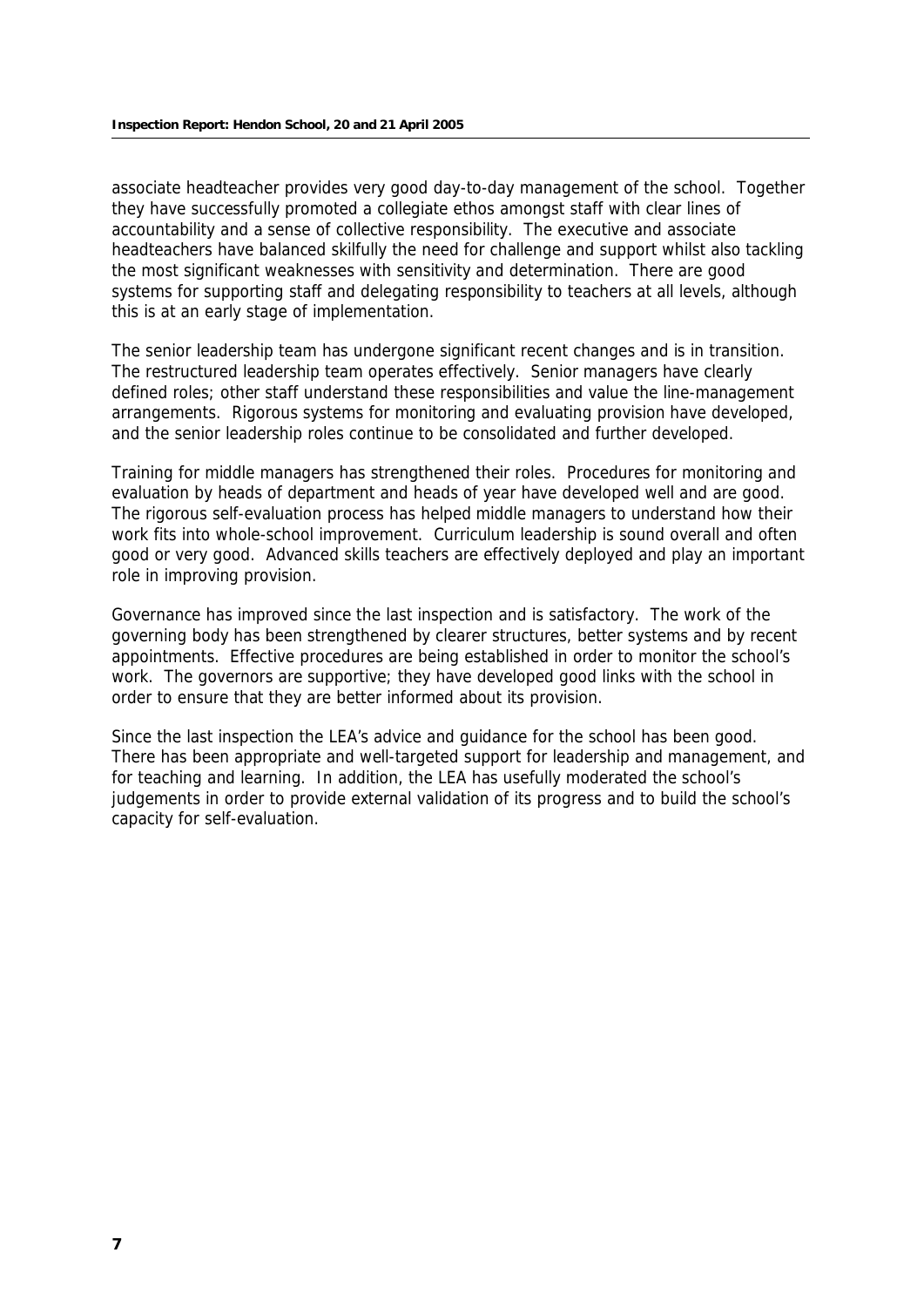associate headteacher provides very good day-to-day management of the school. Together they have successfully promoted a collegiate ethos amongst staff with clear lines of accountability and a sense of collective responsibility. The executive and associate headteachers have balanced skilfully the need for challenge and support whilst also tackling the most significant weaknesses with sensitivity and determination. There are good systems for supporting staff and delegating responsibility to teachers at all levels, although this is at an early stage of implementation.

The senior leadership team has undergone significant recent changes and is in transition. The restructured leadership team operates effectively. Senior managers have clearly defined roles; other staff understand these responsibilities and value the line-management arrangements. Rigorous systems for monitoring and evaluating provision have developed, and the senior leadership roles continue to be consolidated and further developed.

Training for middle managers has strengthened their roles. Procedures for monitoring and evaluation by heads of department and heads of year have developed well and are good. The rigorous self-evaluation process has helped middle managers to understand how their work fits into whole-school improvement. Curriculum leadership is sound overall and often good or very good. Advanced skills teachers are effectively deployed and play an important role in improving provision.

Governance has improved since the last inspection and is satisfactory. The work of the governing body has been strengthened by clearer structures, better systems and by recent appointments. Effective procedures are being established in order to monitor the school's work. The governors are supportive; they have developed good links with the school in order to ensure that they are better informed about its provision.

Since the last inspection the LEA's advice and guidance for the school has been good. There has been appropriate and well-targeted support for leadership and management, and for teaching and learning. In addition, the LEA has usefully moderated the school's judgements in order to provide external validation of its progress and to build the school's capacity for self-evaluation.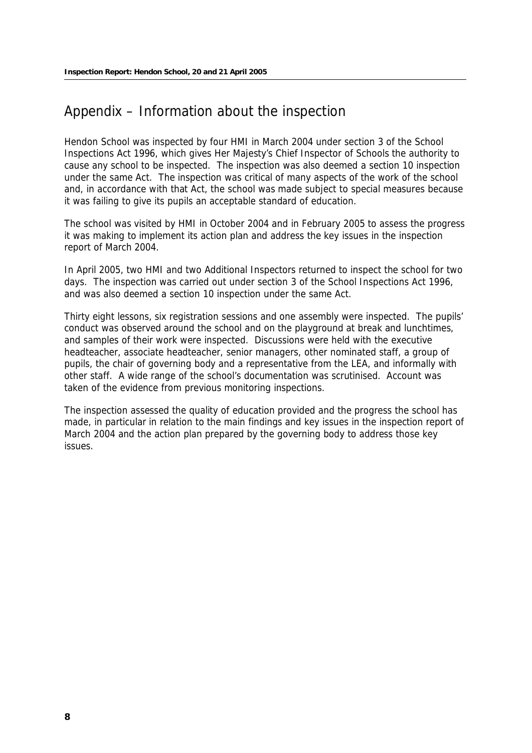## Appendix – Information about the inspection

Hendon School was inspected by four HMI in March 2004 under section 3 of the School Inspections Act 1996, which gives Her Majesty's Chief Inspector of Schools the authority to cause any school to be inspected. The inspection was also deemed a section 10 inspection under the same Act. The inspection was critical of many aspects of the work of the school and, in accordance with that Act, the school was made subject to special measures because it was failing to give its pupils an acceptable standard of education.

The school was visited by HMI in October 2004 and in February 2005 to assess the progress it was making to implement its action plan and address the key issues in the inspection report of March 2004.

In April 2005, two HMI and two Additional Inspectors returned to inspect the school for two days. The inspection was carried out under section 3 of the School Inspections Act 1996, and was also deemed a section 10 inspection under the same Act.

Thirty eight lessons, six registration sessions and one assembly were inspected. The pupils' conduct was observed around the school and on the playground at break and lunchtimes, and samples of their work were inspected. Discussions were held with the executive headteacher, associate headteacher, senior managers, other nominated staff, a group of pupils, the chair of governing body and a representative from the LEA, and informally with other staff. A wide range of the school's documentation was scrutinised. Account was taken of the evidence from previous monitoring inspections.

The inspection assessed the quality of education provided and the progress the school has made, in particular in relation to the main findings and key issues in the inspection report of March 2004 and the action plan prepared by the governing body to address those key issues.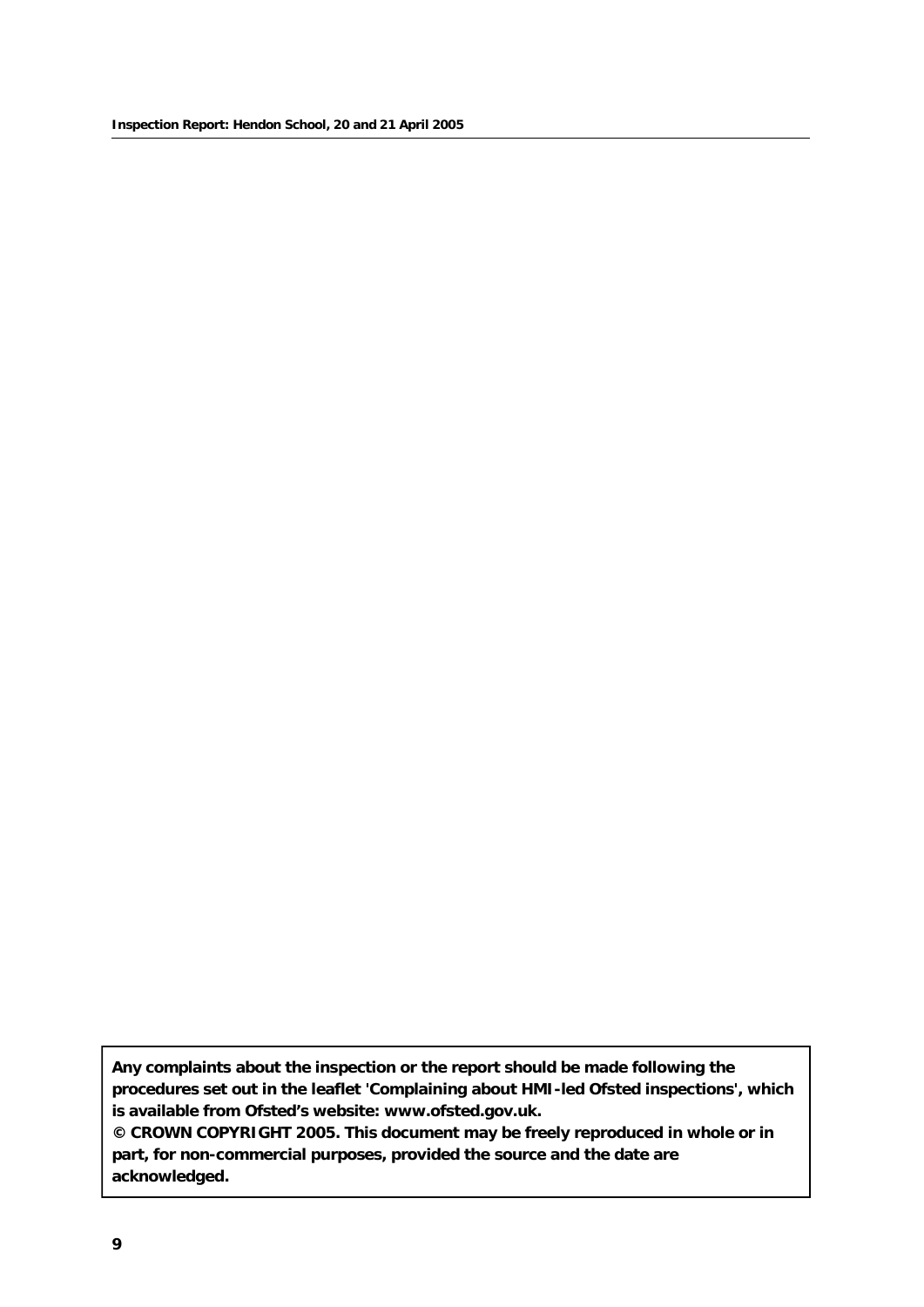**Any complaints about the inspection or the report should be made following the procedures set out in the leaflet 'Complaining about HMI-led Ofsted inspections', which is available from Ofsted's website: www.ofsted.gov.uk.**

**© CROWN COPYRIGHT 2005. This document may be freely reproduced in whole or in part, for non-commercial purposes, provided the source and the date are acknowledged.**